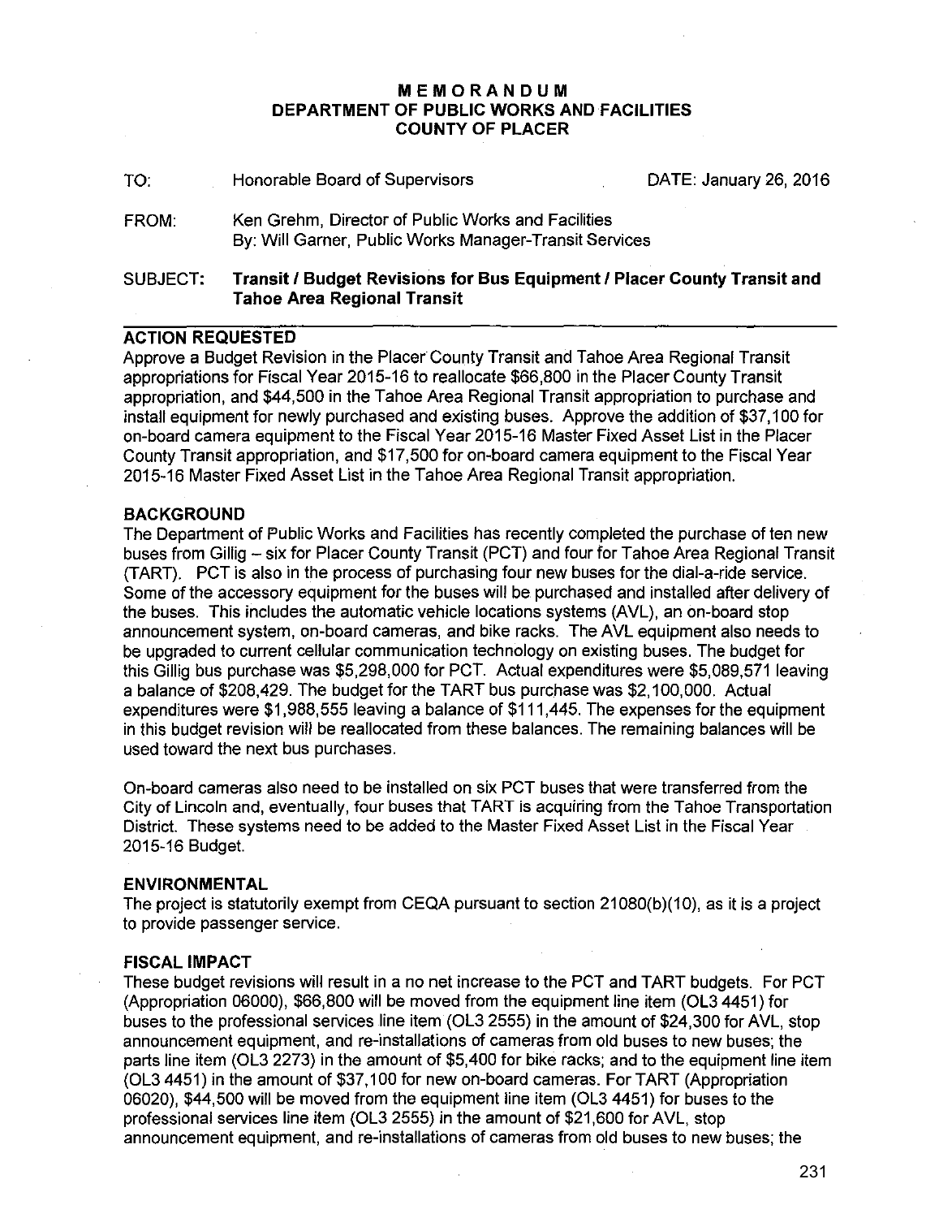# MEMORANDUM
## DEPARTMENT OF PUBLIC WORKS AND FACILITIES
## COUNTY OF PLACER

TO: Honorable Board of Supervisors DATE: January 26, 2016

FROM: Ken Grehm, Director of Public Works and Facilities
By: Will Garner, Public Works Manager-Transit Services

SUBJECT: **Transit / Budget Revisions for Bus Equipment / Placer County Transit and Tahoe Area Regional Transit**

### ACTION REQUESTED

Approve a Budget Revision in the Placer County Transit and Tahoe Area Regional Transit appropriations for Fiscal Year 2015-16 to reallocate $66,800 in the Placer County Transit appropriation, and $44,500 in the Tahoe Area Regional Transit appropriation to purchase and install equipment for newly purchased and existing buses. Approve the addition of $37,100 for on-board camera equipment to the Fiscal Year 2015-16 Master Fixed Asset List in the Placer County Transit appropriation, and $17,500 for on-board camera equipment to the Fiscal Year 2015-16 Master Fixed Asset List in the Tahoe Area Regional Transit appropriation.

### BACKGROUND

The Department of Public Works and Facilities has recently completed the purchase of ten new buses from Gillig – six for Placer County Transit (PCT) and four for Tahoe Area Regional Transit (TART). PCT is also in the process of purchasing four new buses for the dial-a-ride service. Some of the accessory equipment for the buses will be purchased and installed after delivery of the buses. This includes the automatic vehicle locations systems (AVL), an on-board stop announcement system, on-board cameras, and bike racks. The AVL equipment also needs to be upgraded to current cellular communication technology on existing buses. The budget for this Gillig bus purchase was $5,298,000 for PCT. Actual expenditures were $5,089,571 leaving a balance of $208,429. The budget for the TART bus purchase was $2,100,000. Actual expenditures were $1,988,555 leaving a balance of $111,445. The expenses for the equipment in this budget revision will be reallocated from these balances. The remaining balances will be used toward the next bus purchases.

On-board cameras also need to be installed on six PCT buses that were transferred from the City of Lincoln and, eventually, four buses that TART is acquiring from the Tahoe Transportation District. These systems need to be added to the Master Fixed Asset List in the Fiscal Year 2015-16 Budget.

### ENVIRONMENTAL

The project is statutorily exempt from CEQA pursuant to section 21080(b)(10), as it is a project to provide passenger service.

### FISCAL IMPACT

These budget revisions will result in a no net increase to the PCT and TART budgets. For PCT (Appropriation 06000), $66,800 will be moved from the equipment line item (OL3 4451) for buses to the professional services line item (OL3 2555) in the amount of $24,300 for AVL, stop announcement equipment, and re-installations of cameras from old buses to new buses; the parts line item (OL3 2273) in the amount of $5,400 for bike racks; and to the equipment line item (OL3 4451) in the amount of $37,100 for new on-board cameras. For TART (Appropriation 06020), $44,500 will be moved from the equipment line item (OL3 4451) for buses to the professional services line item (OL3 2555) in the amount of $21,600 for AVL, stop announcement equipment, and re-installations of cameras from old buses to new buses; the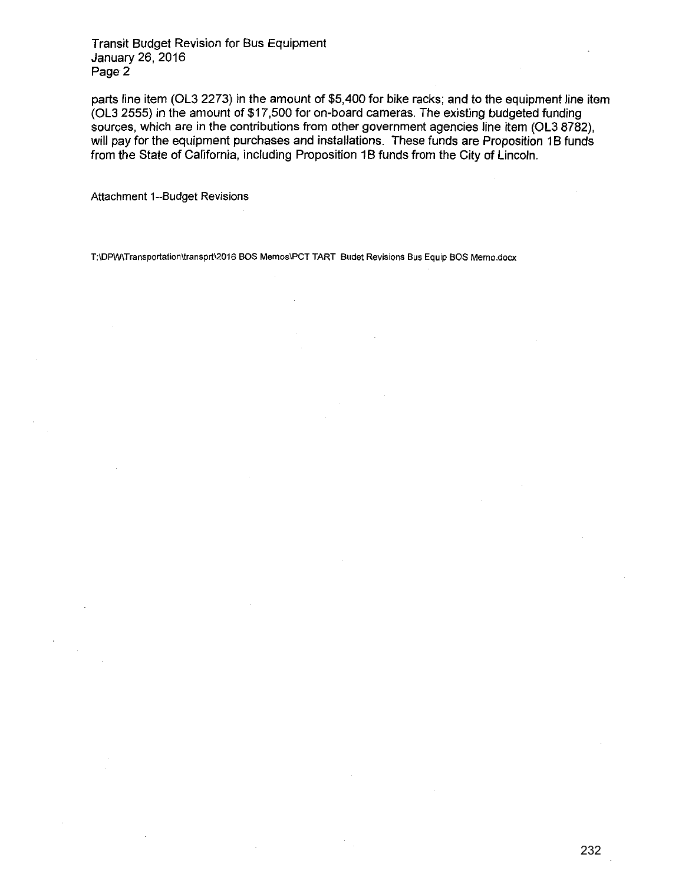parts line item (OL3 2273) in the amount of $5,400 for bike racks; and to the equipment line item (OL3 2555) in the amount of $17,500 for on-board cameras. The existing budgeted funding sources, which are in the contributions from other government agencies line item (OL3 8782), will pay for the equipment purchases and installations. These funds are Proposition 1B funds from the State of California, including Proposition 1B funds from the City of Lincoln.

Attachment 1--Budget Revisions

T:\DPW\Transportation\transprt\2016 BOS Memos\PCT TART Budet Revisions Bus Equip BOS Memo.docx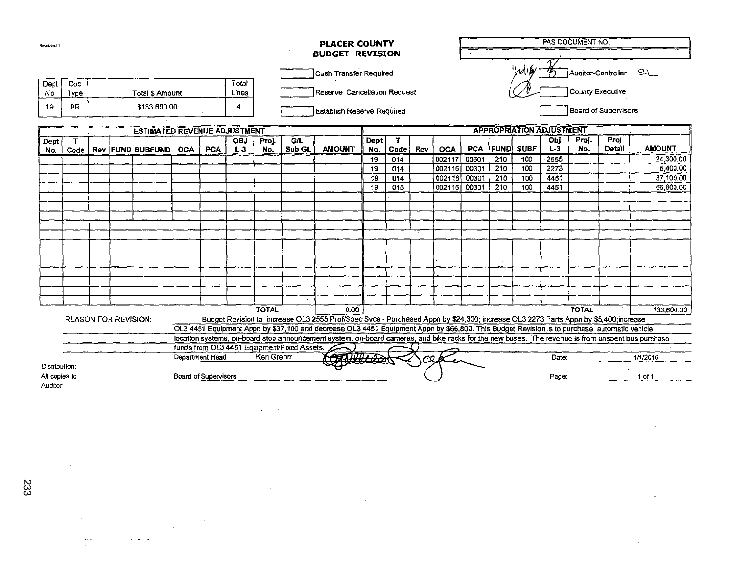Revision 21

# PLACER COUNTY
## BUDGET REVISION

| PAS DOCUMENT NO. |
|---|
| |

| Dept No. | Doc Type | Total $ Amount | Total Lines |
|---|---|---|---|
| 19 | BR | $133,600.00 | 4 |

- [ ] Cash Transfer Required
- [ ] Reserve Cancellation Request
- [ ] Establish Reserve Required

- [ ] Auditor-Controller SL
- [ ] County Executive
- [ ] Board of Supervisors

**ESTIMATED REVENUE ADJUSTMENT**

| Dept No. | T Code | Rev | FUND | SUBFUND | OCA | PCA | OBJ L-3 | Proj. No. | G/L Sub GL | AMOUNT |
|---|---|---|---|---|---|---|---|---|---|---|
| | | | | | | | | | TOTAL | 0.00 |

**APPROPRIATION ADJUSTMENT**

| Dept No. | T Code | Rev | OCA | PCA | FUND | SUBF | Obj L-3 | Proj. No. | Proj Detail | AMOUNT |
|---|---|---|---|---|---|---|---|---|---|---|
| 19 | 014 | | 002117 | 00501 | 210 | 100 | 2555 | | | 24,300.00 |
| 19 | 014 | | 002116 | 00301 | 210 | 100 | 2273 | | | 5,400.00 |
| 19 | 014 | | 002116 | 00301 | 210 | 100 | 4451 | | | 37,100.00 |
| 19 | 015 | | 002116 | 00301 | 210 | 100 | 4451 | | | 66,800.00 |
| | | | | | | | TOTAL | | | 133,600.00 |

REASON FOR REVISION: Budget Revision to increase OL3 2555 Prof/Spec Svcs - Purchased Appn by $24,300; increase OL3 2273 Parts Appn by $5,400;increase OL3 4451 Equipment Appn by $37,100 and decrease OL3 4451 Equipment Appn by $66,800. This Budget Revision is to purchase automatic vehicle location systems, on-board stop announcement system, on-board cameras, and bike racks for the new buses. The revenue is from unspent bus purchase funds from OL3 4451 Equipment/Fixed Assets.

Department Head Ken Grehm Date: 1/4/2016

Board of Supervisors Page: 1 of 1

Distribution:
All copies to Auditor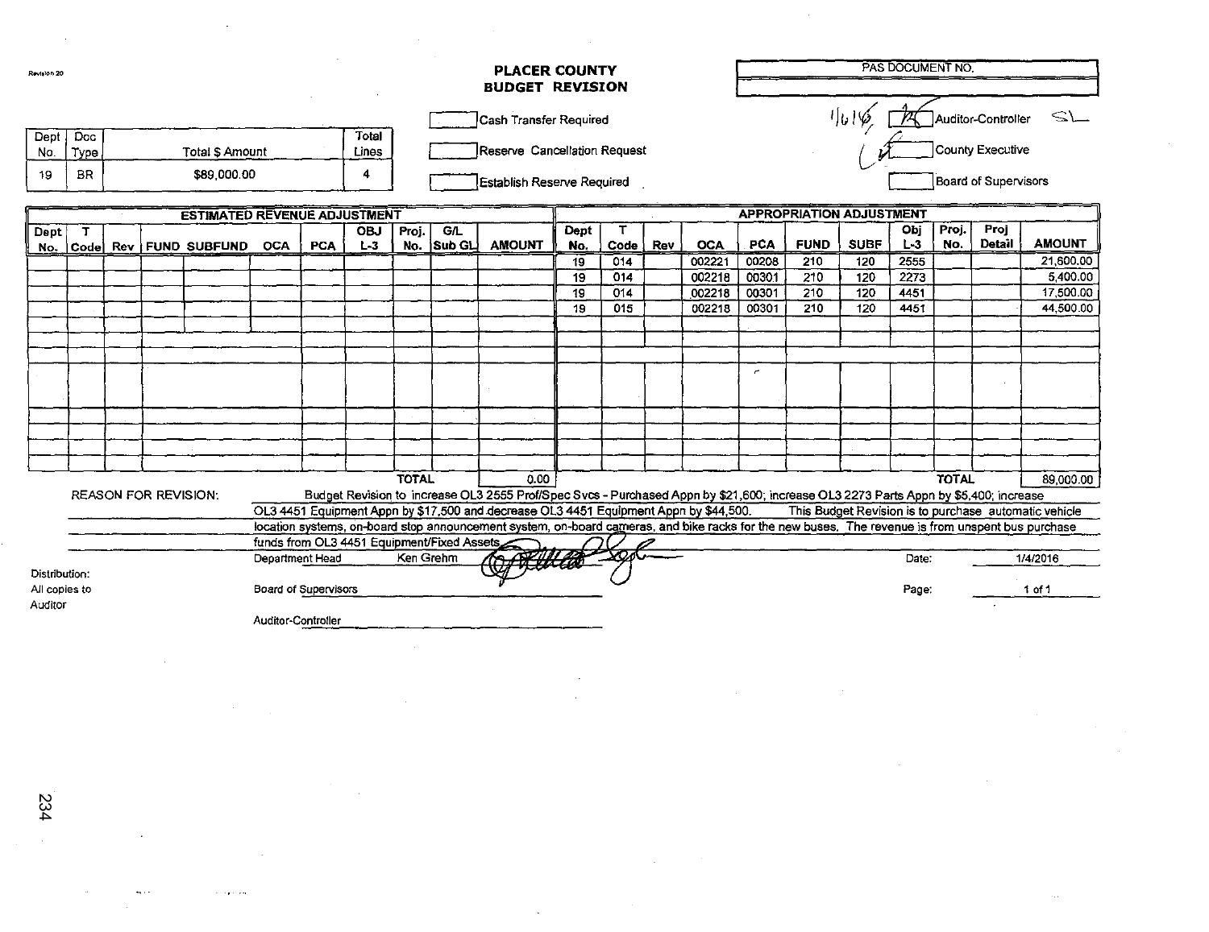Revision 20

# PLACER COUNTY
## BUDGET REVISION

| PAS DOCUMENT NO. |
|---|
| |

| Dept No. | Doc Type | Total $ Amount | Total Lines |
|---|---|---|---|
| 19 | BR | $89,000.00 | 4 |

[ ] Cash Transfer Required

[ ] Reserve Cancellation Request

[ ] Establish Reserve Required

1/6/16 [X] Auditor-Controller SL

[X] County Executive

[ ] Board of Supervisors

| ESTIMATED REVENUE ADJUSTMENT | | | | | | | | | | | APPROPRIATION ADJUSTMENT | | | | | | | | | | | |
|---|---|---|---|---|---|---|---|---|---|---|---|---|---|---|---|---|---|---|---|---|---|---|
| Dept No. | T Code | Rev | FUND | SUBFUND | OCA | PCA | OBJ L-3 | Proj. No. | G/L Sub GL | AMOUNT | Dept No. | T Code | Rev | OCA | PCA | FUND | SUBF | Obj L-3 | Proj. No. | Proj Detail | AMOUNT |
| | | | | | | | | | | | 19 | 014 | | 002221 | 00208 | 210 | 120 | 2555 | | | 21,600.00 |
| | | | | | | | | | | | 19 | 014 | | 002218 | 00301 | 210 | 120 | 2273 | | | 5,400.00 |
| | | | | | | | | | | | 19 | 014 | | 002218 | 00301 | 210 | 120 | 4451 | | | 17,500.00 |
| | | | | | | | | | | | 19 | 015 | | 002218 | 00301 | 210 | 120 | 4451 | | | 44,500.00 |
| | | | | | | | | TOTAL | | 0.00 | | | | | | | | | TOTAL | | 89,000.00 |

REASON FOR REVISION: Budget Revision to increase OL3 2555 Prof/Spec Svcs - Purchased Appn by $21,600; increase OL3 2273 Parts Appn by $5,400; increase OL3 4451 Equipment Appn by $17,500 and decrease OL3 4451 Equipment Appn by $44,500. This Budget Revision is to purchase automatic vehicle location systems, on-board stop announcement system, on-board cameras, and bike racks for the new buses. The revenue is from unspent bus purchase funds from OL3 4451 Equipment/Fixed Assets.

Department Head Ken Grehm [signature] Date: 1/4/2016

Distribution:
All copies to Auditor

Board of Supervisors ____________________ Page: 1 of 1

Auditor-Controller ____________________